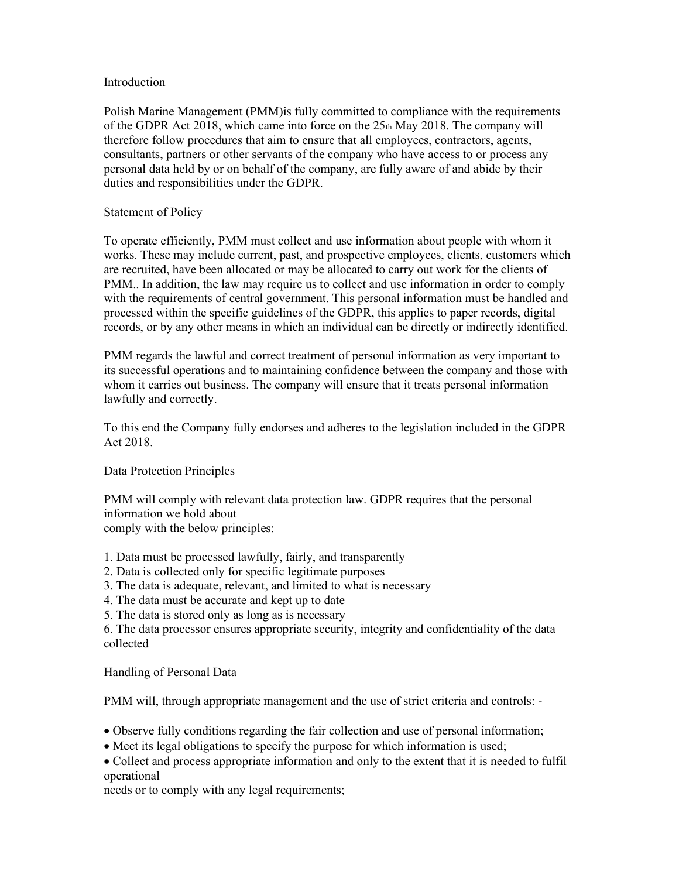## Introduction

Polish Marine Management (PMM)is fully committed to compliance with the requirements of the GDPR Act 2018, which came into force on the 25th May 2018. The company will therefore follow procedures that aim to ensure that all employees, contractors, agents, consultants, partners or other servants of the company who have access to or process any personal data held by or on behalf of the company, are fully aware of and abide by their duties and responsibilities under the GDPR.

## Statement of Policy

To operate efficiently, PMM must collect and use information about people with whom it works. These may include current, past, and prospective employees, clients, customers which are recruited, have been allocated or may be allocated to carry out work for the clients of PMM.. In addition, the law may require us to collect and use information in order to comply with the requirements of central government. This personal information must be handled and processed within the specific guidelines of the GDPR, this applies to paper records, digital records, or by any other means in which an individual can be directly or indirectly identified.

PMM regards the lawful and correct treatment of personal information as very important to its successful operations and to maintaining confidence between the company and those with whom it carries out business. The company will ensure that it treats personal information lawfully and correctly.

To this end the Company fully endorses and adheres to the legislation included in the GDPR Act 2018.

## Data Protection Principles

PMM will comply with relevant data protection law. GDPR requires that the personal information we hold about
comply with the below principles:

1. Data must be processed lawfully, fairly, and transparently
2. Data is collected only for specific legitimate purposes
3. The data is adequate, relevant, and limited to what is necessary
4. The data must be accurate and kept up to date
5. The data is stored only as long as is necessary
6. The data processor ensures appropriate security, integrity and confidentiality of the data collected

## Handling of Personal Data

PMM will, through appropriate management and the use of strict criteria and controls: -

- Observe fully conditions regarding the fair collection and use of personal information;
- Meet its legal obligations to specify the purpose for which information is used;
- Collect and process appropriate information and only to the extent that it is needed to fulfil operational needs or to comply with any legal requirements;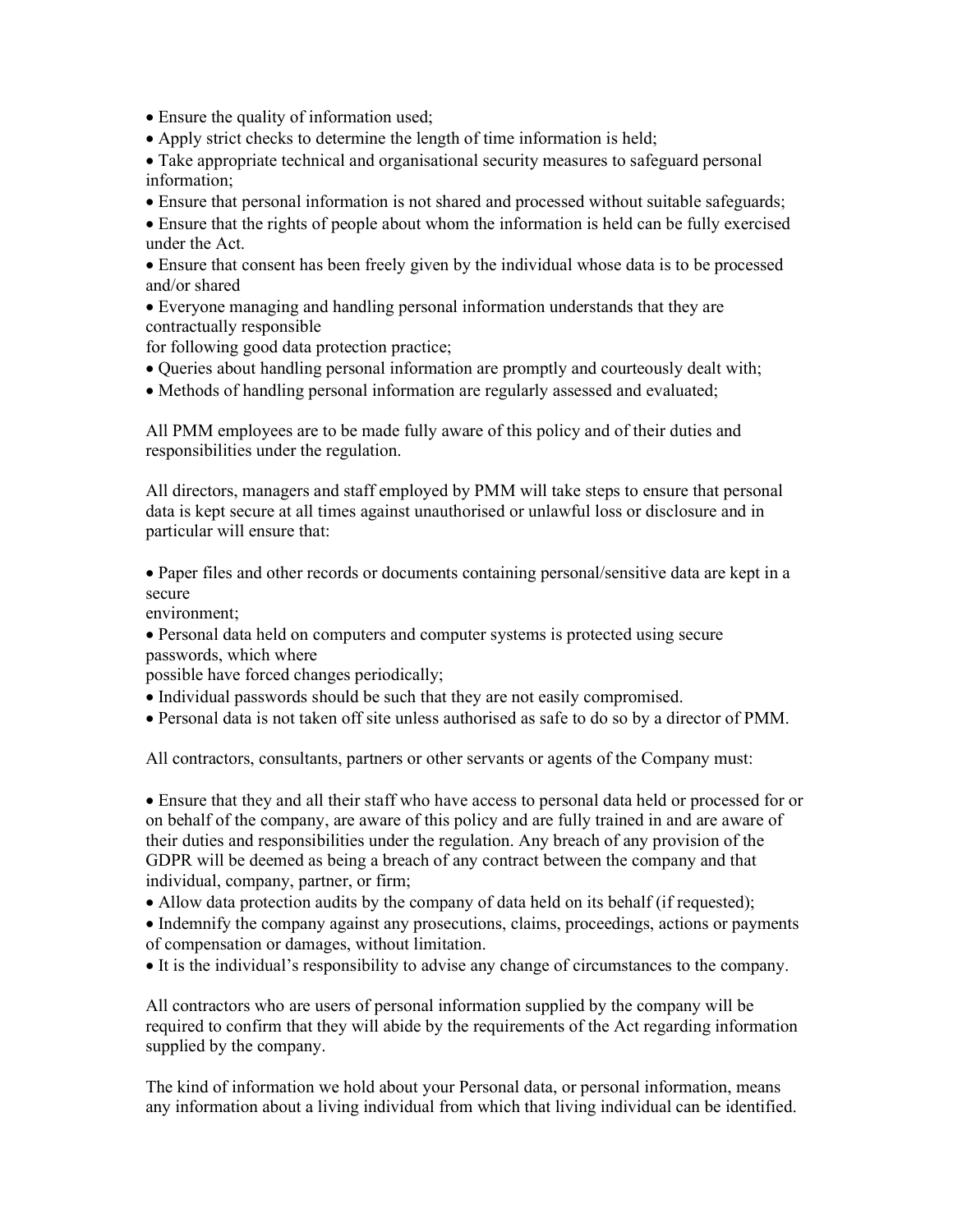- Ensure the quality of information used;
- Apply strict checks to determine the length of time information is held;
- Take appropriate technical and organisational security measures to safeguard personal information;
- Ensure that personal information is not shared and processed without suitable safeguards;
- Ensure that the rights of people about whom the information is held can be fully exercised under the Act.
- Ensure that consent has been freely given by the individual whose data is to be processed and/or shared
- Everyone managing and handling personal information understands that they are contractually responsible for following good data protection practice;
- Queries about handling personal information are promptly and courteously dealt with;
- Methods of handling personal information are regularly assessed and evaluated;

All PMM employees are to be made fully aware of this policy and of their duties and responsibilities under the regulation.

All directors, managers and staff employed by PMM will take steps to ensure that personal data is kept secure at all times against unauthorised or unlawful loss or disclosure and in particular will ensure that:

- Paper files and other records or documents containing personal/sensitive data are kept in a secure environment;
- Personal data held on computers and computer systems is protected using secure passwords, which where possible have forced changes periodically;
- Individual passwords should be such that they are not easily compromised.
- Personal data is not taken off site unless authorised as safe to do so by a director of PMM.

All contractors, consultants, partners or other servants or agents of the Company must:

- Ensure that they and all their staff who have access to personal data held or processed for or on behalf of the company, are aware of this policy and are fully trained in and are aware of their duties and responsibilities under the regulation. Any breach of any provision of the GDPR will be deemed as being a breach of any contract between the company and that individual, company, partner, or firm;
- Allow data protection audits by the company of data held on its behalf (if requested);
- Indemnify the company against any prosecutions, claims, proceedings, actions or payments of compensation or damages, without limitation.
- It is the individual's responsibility to advise any change of circumstances to the company.

All contractors who are users of personal information supplied by the company will be required to confirm that they will abide by the requirements of the Act regarding information supplied by the company.

The kind of information we hold about your Personal data, or personal information, means any information about a living individual from which that living individual can be identified.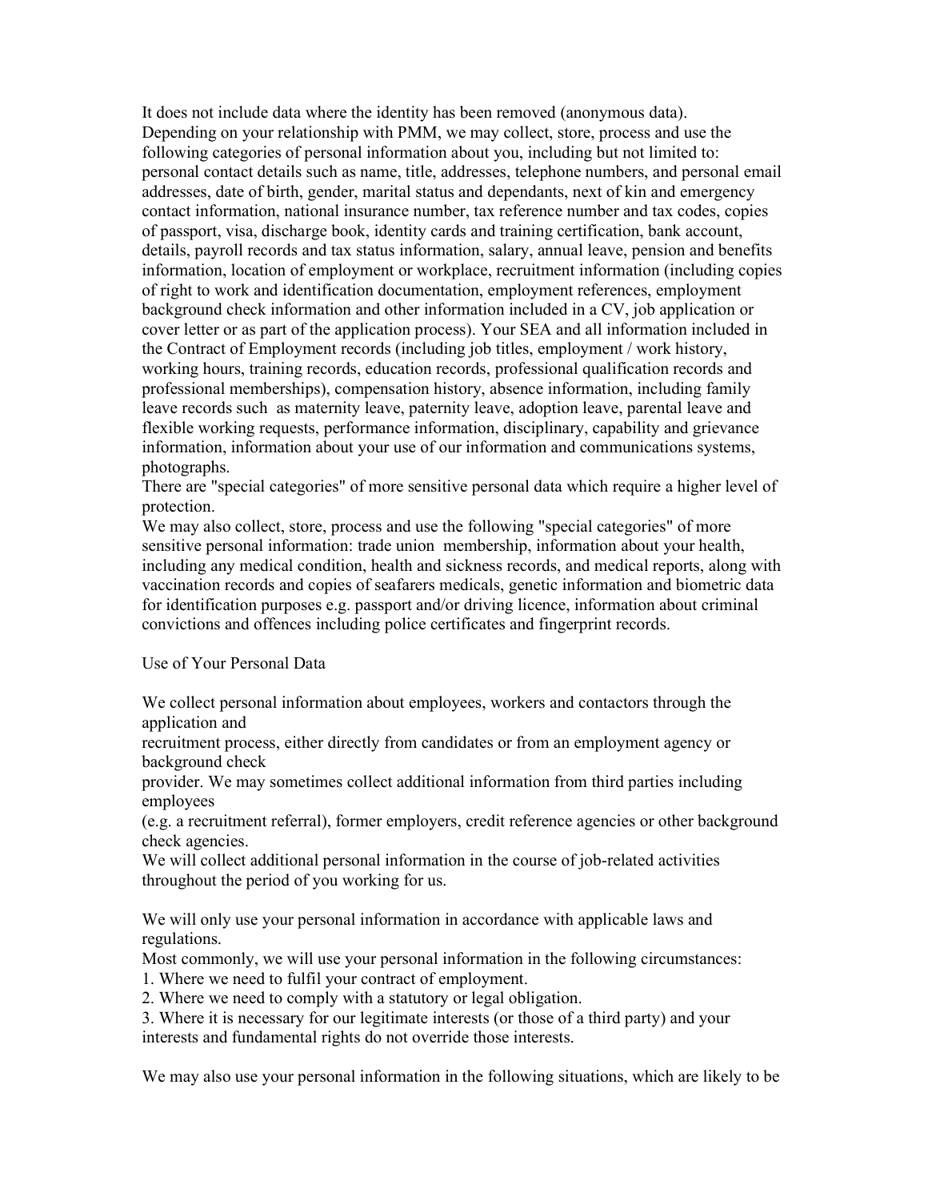It does not include data where the identity has been removed (anonymous data).
Depending on your relationship with PMM, we may collect, store, process and use the following categories of personal information about you, including but not limited to: personal contact details such as name, title, addresses, telephone numbers, and personal email addresses, date of birth, gender, marital status and dependants, next of kin and emergency contact information, national insurance number, tax reference number and tax codes, copies of passport, visa, discharge book, identity cards and training certification, bank account, details, payroll records and tax status information, salary, annual leave, pension and benefits information, location of employment or workplace, recruitment information (including copies of right to work and identification documentation, employment references, employment background check information and other information included in a CV, job application or cover letter or as part of the application process). Your SEA and all information included in the Contract of Employment records (including job titles, employment / work history, working hours, training records, education records, professional qualification records and professional memberships), compensation history, absence information, including family leave records such as maternity leave, paternity leave, adoption leave, parental leave and flexible working requests, performance information, disciplinary, capability and grievance information, information about your use of our information and communications systems, photographs.
There are "special categories" of more sensitive personal data which require a higher level of protection.
We may also collect, store, process and use the following "special categories" of more sensitive personal information: trade union membership, information about your health, including any medical condition, health and sickness records, and medical reports, along with vaccination records and copies of seafarers medicals, genetic information and biometric data for identification purposes e.g. passport and/or driving licence, information about criminal convictions and offences including police certificates and fingerprint records.

Use of Your Personal Data

We collect personal information about employees, workers and contactors through the application and
recruitment process, either directly from candidates or from an employment agency or background check
provider. We may sometimes collect additional information from third parties including employees
(e.g. a recruitment referral), former employers, credit reference agencies or other background check agencies.
We will collect additional personal information in the course of job-related activities throughout the period of you working for us.

We will only use your personal information in accordance with applicable laws and regulations.
Most commonly, we will use your personal information in the following circumstances:
1. Where we need to fulfil your contract of employment.
2. Where we need to comply with a statutory or legal obligation.
3. Where it is necessary for our legitimate interests (or those of a third party) and your interests and fundamental rights do not override those interests.

We may also use your personal information in the following situations, which are likely to be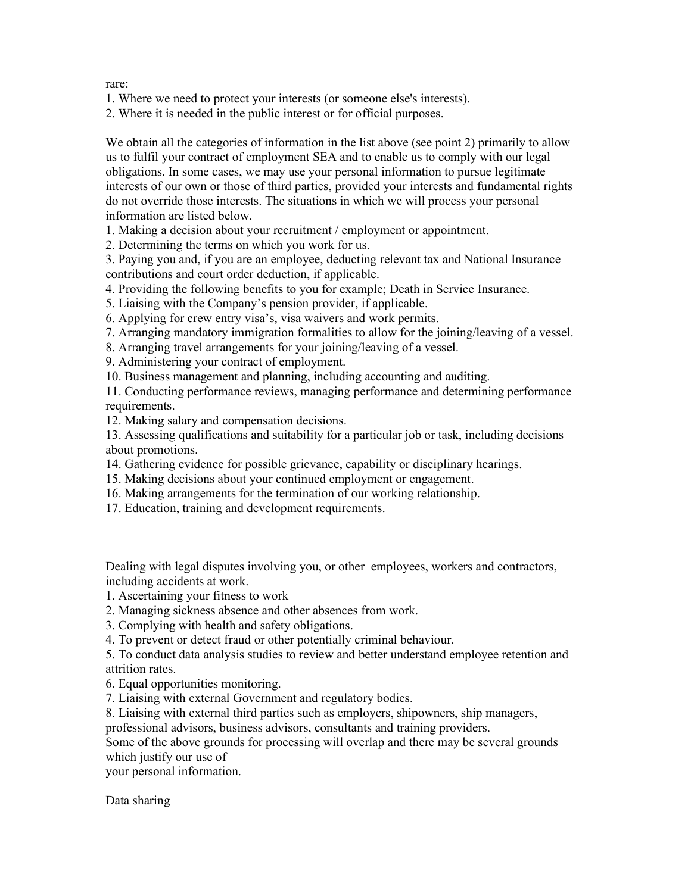rare:

1. Where we need to protect your interests (or someone else's interests).
2. Where it is needed in the public interest or for official purposes.

We obtain all the categories of information in the list above (see point 2) primarily to allow us to fulfil your contract of employment SEA and to enable us to comply with our legal obligations. In some cases, we may use your personal information to pursue legitimate interests of our own or those of third parties, provided your interests and fundamental rights do not override those interests. The situations in which we will process your personal information are listed below.

1. Making a decision about your recruitment / employment or appointment.
2. Determining the terms on which you work for us.
3. Paying you and, if you are an employee, deducting relevant tax and National Insurance contributions and court order deduction, if applicable.
4. Providing the following benefits to you for example; Death in Service Insurance.
5. Liaising with the Company's pension provider, if applicable.
6. Applying for crew entry visa's, visa waivers and work permits.
7. Arranging mandatory immigration formalities to allow for the joining/leaving of a vessel.
8. Arranging travel arrangements for your joining/leaving of a vessel.
9. Administering your contract of employment.
10. Business management and planning, including accounting and auditing.
11. Conducting performance reviews, managing performance and determining performance requirements.
12. Making salary and compensation decisions.
13. Assessing qualifications and suitability for a particular job or task, including decisions about promotions.
14. Gathering evidence for possible grievance, capability or disciplinary hearings.
15. Making decisions about your continued employment or engagement.
16. Making arrangements for the termination of our working relationship.
17. Education, training and development requirements.

Dealing with legal disputes involving you, or other employees, workers and contractors, including accidents at work.

1. Ascertaining your fitness to work
2. Managing sickness absence and other absences from work.
3. Complying with health and safety obligations.
4. To prevent or detect fraud or other potentially criminal behaviour.
5. To conduct data analysis studies to review and better understand employee retention and attrition rates.
6. Equal opportunities monitoring.
7. Liaising with external Government and regulatory bodies.
8. Liaising with external third parties such as employers, shipowners, ship managers, professional advisors, business advisors, consultants and training providers.

Some of the above grounds for processing will overlap and there may be several grounds which justify our use of
your personal information.

Data sharing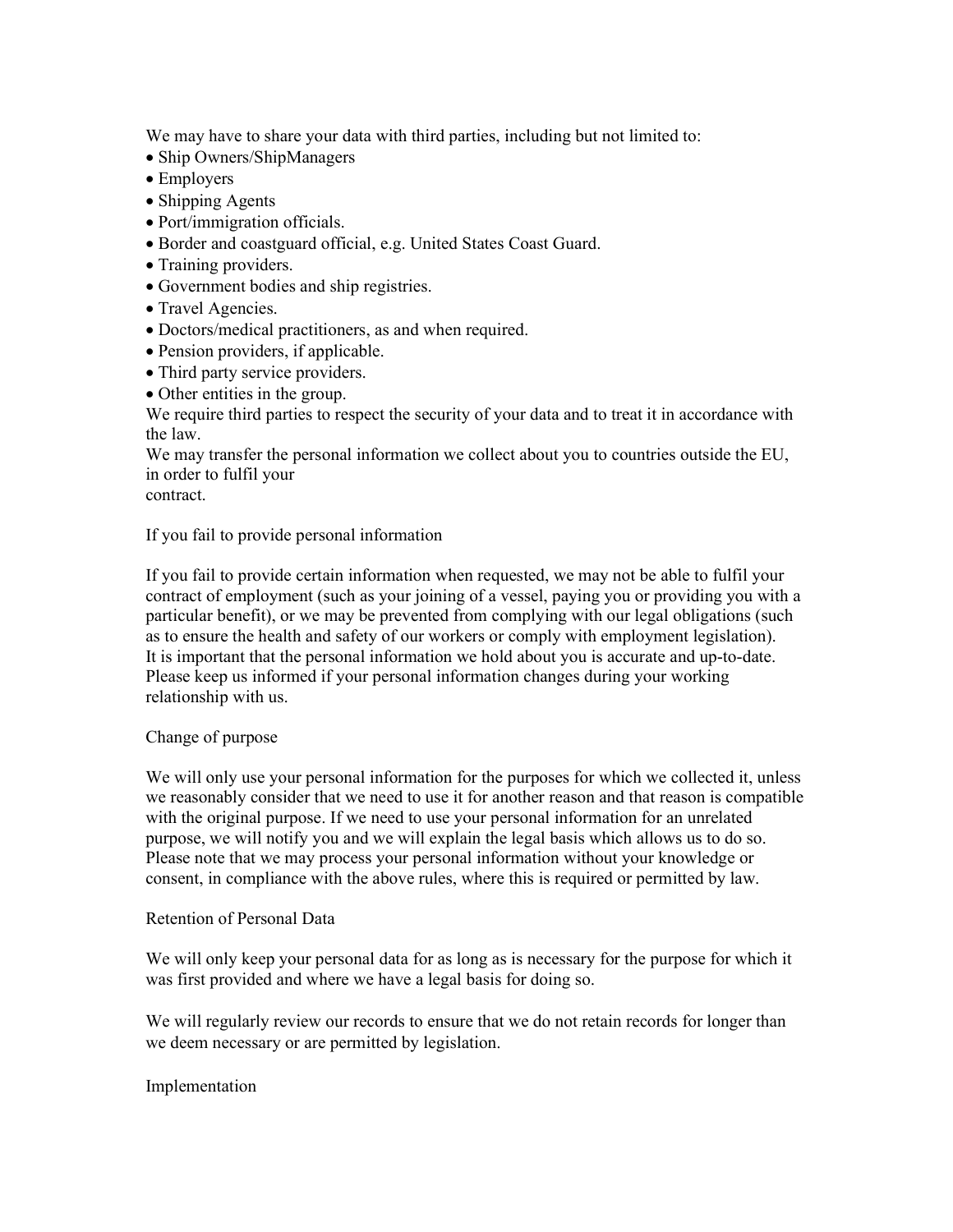We may have to share your data with third parties, including but not limited to:

- Ship Owners/ShipManagers
- Employers
- Shipping Agents
- Port/immigration officials.
- Border and coastguard official, e.g. United States Coast Guard.
- Training providers.
- Government bodies and ship registries.
- Travel Agencies.
- Doctors/medical practitioners, as and when required.
- Pension providers, if applicable.
- Third party service providers.
- Other entities in the group.

We require third parties to respect the security of your data and to treat it in accordance with the law.

We may transfer the personal information we collect about you to countries outside the EU, in order to fulfil your contract.

## If you fail to provide personal information

If you fail to provide certain information when requested, we may not be able to fulfil your contract of employment (such as your joining of a vessel, paying you or providing you with a particular benefit), or we may be prevented from complying with our legal obligations (such as to ensure the health and safety of our workers or comply with employment legislation). It is important that the personal information we hold about you is accurate and up-to-date. Please keep us informed if your personal information changes during your working relationship with us.

## Change of purpose

We will only use your personal information for the purposes for which we collected it, unless we reasonably consider that we need to use it for another reason and that reason is compatible with the original purpose. If we need to use your personal information for an unrelated purpose, we will notify you and we will explain the legal basis which allows us to do so. Please note that we may process your personal information without your knowledge or consent, in compliance with the above rules, where this is required or permitted by law.

## Retention of Personal Data

We will only keep your personal data for as long as is necessary for the purpose for which it was first provided and where we have a legal basis for doing so.

We will regularly review our records to ensure that we do not retain records for longer than we deem necessary or are permitted by legislation.

## Implementation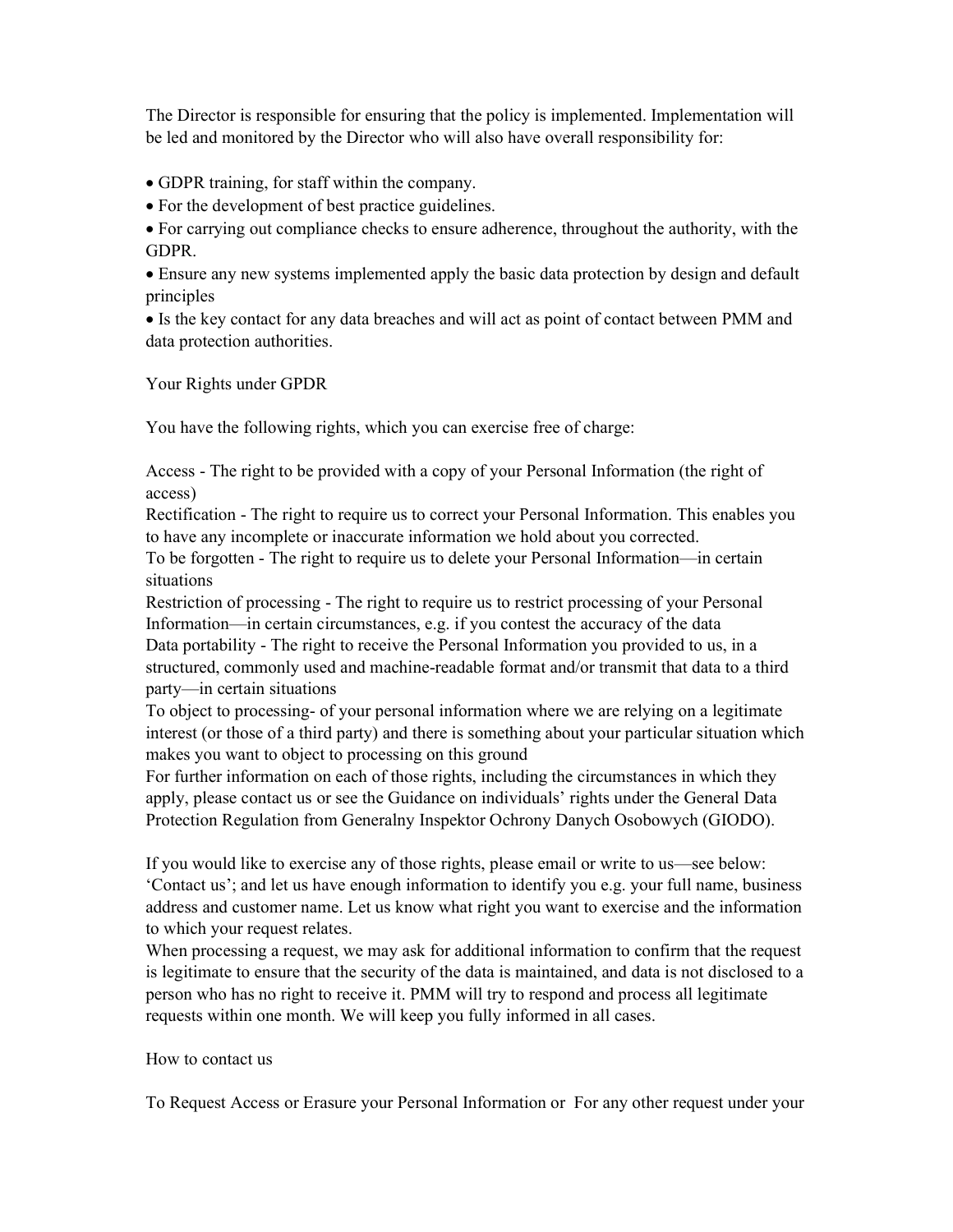The Director is responsible for ensuring that the policy is implemented. Implementation will be led and monitored by the Director who will also have overall responsibility for:

- GDPR training, for staff within the company.
- For the development of best practice guidelines.
- For carrying out compliance checks to ensure adherence, throughout the authority, with the GDPR.
- Ensure any new systems implemented apply the basic data protection by design and default principles
- Is the key contact for any data breaches and will act as point of contact between PMM and data protection authorities.

Your Rights under GPDR

You have the following rights, which you can exercise free of charge:

Access - The right to be provided with a copy of your Personal Information (the right of access)
Rectification - The right to require us to correct your Personal Information. This enables you to have any incomplete or inaccurate information we hold about you corrected.
To be forgotten - The right to require us to delete your Personal Information—in certain situations
Restriction of processing - The right to require us to restrict processing of your Personal Information—in certain circumstances, e.g. if you contest the accuracy of the data
Data portability - The right to receive the Personal Information you provided to us, in a structured, commonly used and machine-readable format and/or transmit that data to a third party—in certain situations
To object to processing- of your personal information where we are relying on a legitimate interest (or those of a third party) and there is something about your particular situation which makes you want to object to processing on this ground
For further information on each of those rights, including the circumstances in which they apply, please contact us or see the Guidance on individuals' rights under the General Data Protection Regulation from Generalny Inspektor Ochrony Danych Osobowych (GIODO).

If you would like to exercise any of those rights, please email or write to us—see below: 'Contact us'; and let us have enough information to identify you e.g. your full name, business address and customer name. Let us know what right you want to exercise and the information to which your request relates.
When processing a request, we may ask for additional information to confirm that the request is legitimate to ensure that the security of the data is maintained, and data is not disclosed to a person who has no right to receive it. PMM will try to respond and process all legitimate requests within one month. We will keep you fully informed in all cases.

How to contact us

To Request Access or Erasure your Personal Information or  For any other request under your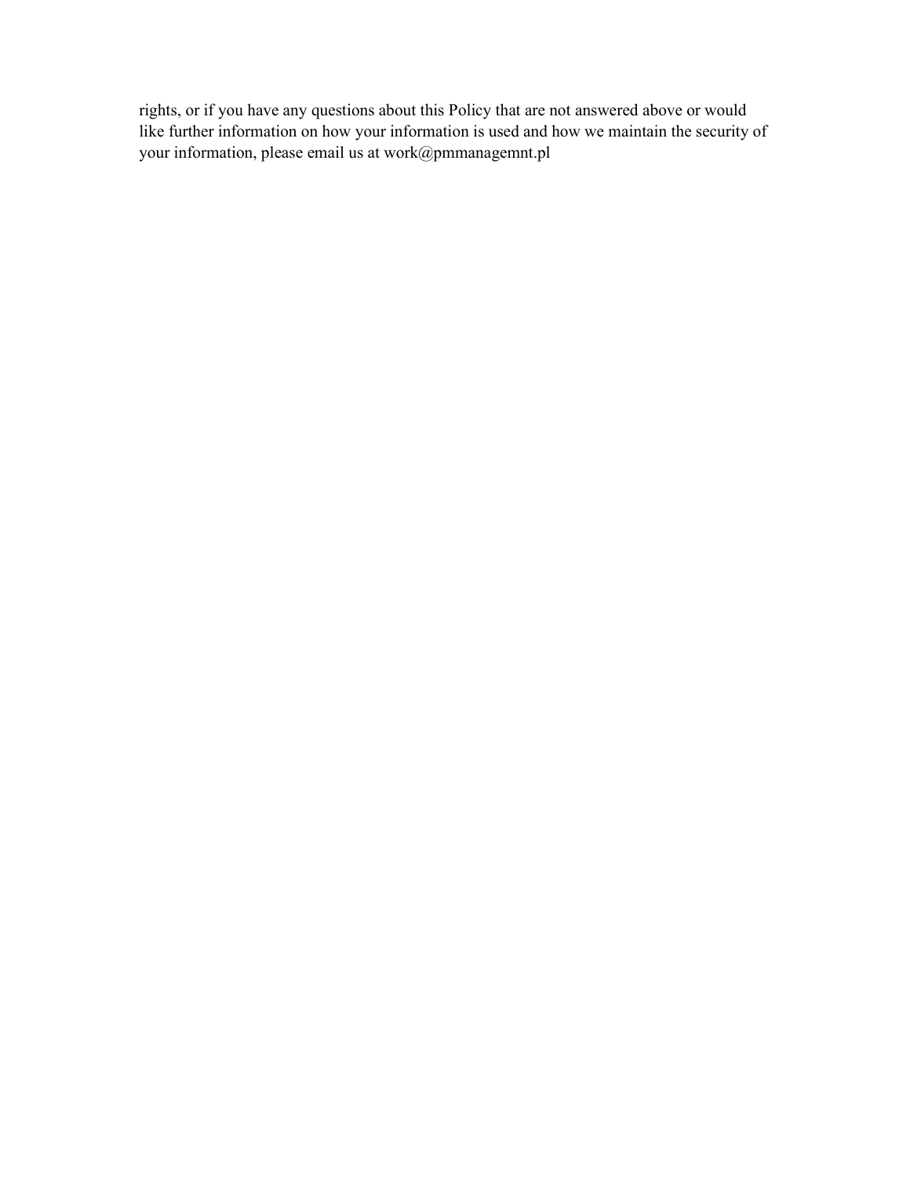rights, or if you have any questions about this Policy that are not answered above or would like further information on how your information is used and how we maintain the security of your information, please email us at work@pmmanagemnt.pl